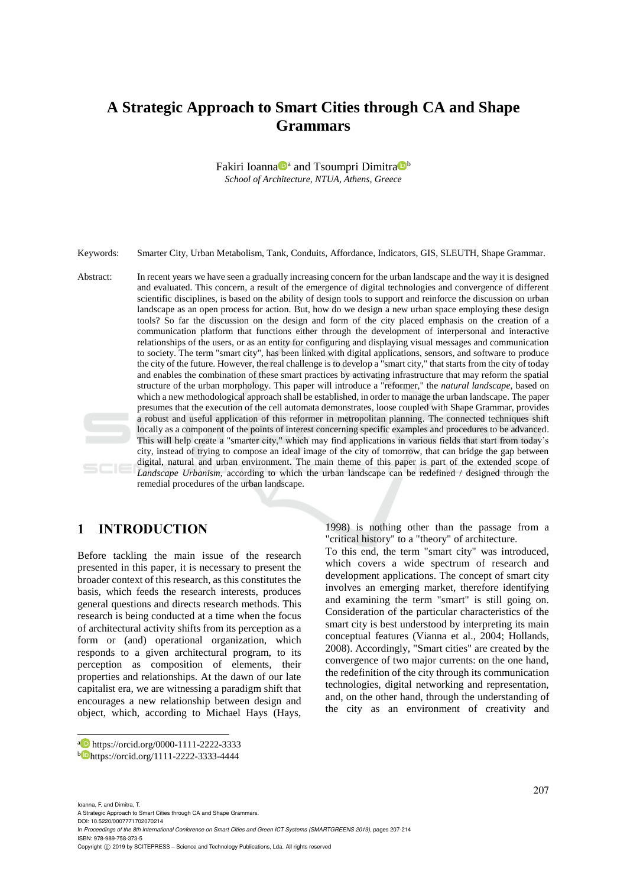# A Strategic Approach to Smart Cities through CA and Shape Grammars

Fakiri Ioanna[a] and Tsoumpri Dimitra[b]

*School of Architecture, NTUA, Athens, Greece*

Keywords: Smarter City, Urban Metabolism, Tank, Conduits, Affordance, Indicators, GIS, SLEUTH, Shape Grammar.

Abstract: In recent years we have seen a gradually increasing concern for the urban landscape and the way it is designed and evaluated. This concern, a result of the emergence of digital technologies and convergence of different scientific disciplines, is based on the ability of design tools to support and reinforce the discussion on urban landscape as an open process for action. But, how do we design a new urban space employing these design tools? So far the discussion on the design and form of the city placed emphasis on the creation of a communication platform that functions either through the development of interpersonal and interactive relationships of the users, or as an entity for configuring and displaying visual messages and communication to society. The term "smart city", has been linked with digital applications, sensors, and software to produce the city of the future. However, the real challenge is to develop a "smart city," that starts from the city of today and enables the combination of these smart practices by activating infrastructure that may reform the spatial structure of the urban morphology. This paper will introduce a "reformer," the *natural landscape*, based on which a new methodological approach shall be established, in order to manage the urban landscape. The paper presumes that the execution of the cell automata demonstrates, loose coupled with Shape Grammar, provides a robust and useful application of this reformer in metropolitan planning. The connected techniques shift locally as a component of the points of interest concerning specific examples and procedures to be advanced. This will help create a "smarter city," which may find applications in various fields that start from today's city, instead of trying to compose an ideal image of the city of tomorrow, that can bridge the gap between digital, natural and urban environment. The main theme of this paper is part of the extended scope of *Landscape Urbanism*, according to which the urban landscape can be redefined / designed through the remedial procedures of the urban landscape.

## 1 INTRODUCTION

Before tackling the main issue of the research presented in this paper, it is necessary to present the broader context of this research, as this constitutes the basis, which feeds the research interests, produces general questions and directs research methods. This research is being conducted at a time when the focus of architectural activity shifts from its perception as a form or (and) operational organization, which responds to a given architectural program, to its perception as composition of elements, their properties and relationships. At the dawn of our late capitalist era, we are witnessing a paradigm shift that encourages a new relationship between design and object, which, according to Michael Hays (Hays, 1998) is nothing other than the passage from a "critical history" to a "theory" of architecture.

To this end, the term "smart city" was introduced, which covers a wide spectrum of research and development applications. The concept of smart city involves an emerging market, therefore identifying and examining the term "smart" is still going on. Consideration of the particular characteristics of the smart city is best understood by interpreting its main conceptual features (Vianna et al., 2004; Hollands, 2008). Accordingly, "Smart cities" are created by the convergence of two major currents: on the one hand, the redefinition of the city through its communication technologies, digital networking and representation, and, on the other hand, through the understanding of the city as an environment of creativity and

[a] https://orcid.org/0000-1111-2222-3333
[b] https://orcid.org/1111-2222-3333-4444

Ioanna, F. and Dimitra, T.
A Strategic Approach to Smart Cities through CA and Shape Grammars.
DOI: 10.5220/0007771702070214
In *Proceedings of the 8th International Conference on Smart Cities and Green ICT Systems (SMARTGREENS 2019)*, pages 207-214
ISBN: 978-989-758-373-5
Copyright © 2019 by SCITEPRESS – Science and Technology Publications, Lda. All rights reserved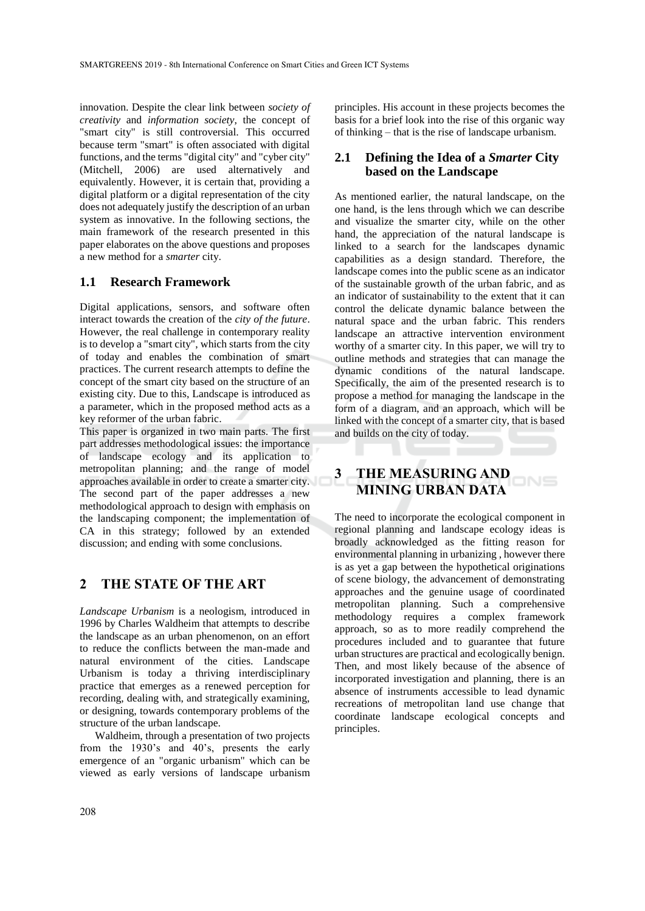innovation. Despite the clear link between *society of creativity* and *information society*, the concept of "smart city" is still controversial. This occurred because term "smart" is often associated with digital functions, and the terms "digital city" and "cyber city" (Mitchell, 2006) are used alternatively and equivalently. However, it is certain that, providing a digital platform or a digital representation of the city does not adequately justify the description of an urban system as innovative. In the following sections, the main framework of the research presented in this paper elaborates on the above questions and proposes a new method for a *smarter* city.

### 1.1 Research Framework

Digital applications, sensors, and software often interact towards the creation of the *city of the future*. However, the real challenge in contemporary reality is to develop a "smart city", which starts from the city of today and enables the combination of smart practices. The current research attempts to define the concept of the smart city based on the structure of an existing city. Due to this, Landscape is introduced as a parameter, which in the proposed method acts as a key reformer of the urban fabric.

This paper is organized in two main parts. The first part addresses methodological issues: the importance of landscape ecology and its application to metropolitan planning; and the range of model approaches available in order to create a smarter city. The second part of the paper addresses a new methodological approach to design with emphasis on the landscaping component; the implementation of CA in this strategy; followed by an extended discussion; and ending with some conclusions.

## 2 THE STATE OF THE ART

*Landscape Urbanism* is a neologism, introduced in 1996 by Charles Waldheim that attempts to describe the landscape as an urban phenomenon, on an effort to reduce the conflicts between the man-made and natural environment of the cities. Landscape Urbanism is today a thriving interdisciplinary practice that emerges as a renewed perception for recording, dealing with, and strategically examining, or designing, towards contemporary problems of the structure of the urban landscape.

Waldheim, through a presentation of two projects from the 1930's and 40's, presents the early emergence of an "organic urbanism" which can be viewed as early versions of landscape urbanism principles. His account in these projects becomes the basis for a brief look into the rise of this organic way of thinking – that is the rise of landscape urbanism.

### 2.1 Defining the Idea of a *Smarter* City based on the Landscape

As mentioned earlier, the natural landscape, on the one hand, is the lens through which we can describe and visualize the smarter city, while on the other hand, the appreciation of the natural landscape is linked to a search for the landscapes dynamic capabilities as a design standard. Therefore, the landscape comes into the public scene as an indicator of the sustainable growth of the urban fabric, and as an indicator of sustainability to the extent that it can control the delicate dynamic balance between the natural space and the urban fabric. This renders landscape an attractive intervention environment worthy of a smarter city. In this paper, we will try to outline methods and strategies that can manage the dynamic conditions of the natural landscape. Specifically, the aim of the presented research is to propose a method for managing the landscape in the form of a diagram, and an approach, which will be linked with the concept of a smarter city, that is based and builds on the city of today.

## 3 THE MEASURING AND MINING URBAN DATA

The need to incorporate the ecological component in regional planning and landscape ecology ideas is broadly acknowledged as the fitting reason for environmental planning in urbanizing , however there is as yet a gap between the hypothetical originations of scene biology, the advancement of demonstrating approaches and the genuine usage of coordinated metropolitan planning. Such a comprehensive methodology requires a complex framework approach, so as to more readily comprehend the procedures included and to guarantee that future urban structures are practical and ecologically benign. Then, and most likely because of the absence of incorporated investigation and planning, there is an absence of instruments accessible to lead dynamic recreations of metropolitan land use change that coordinate landscape ecological concepts and principles.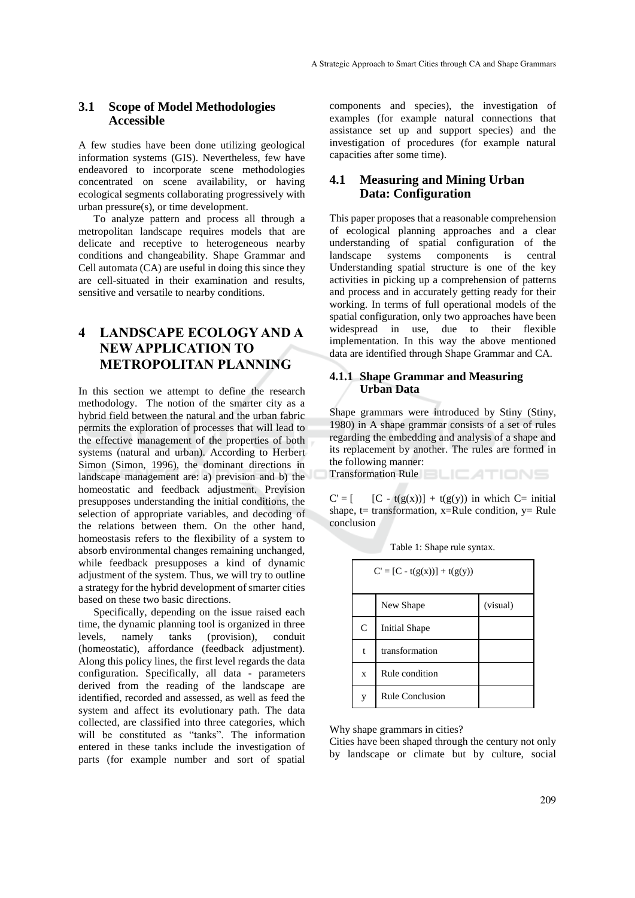## 3.1 Scope of Model Methodologies Accessible

A few studies have been done utilizing geological information systems (GIS). Nevertheless, few have endeavored to incorporate scene methodologies concentrated on scene availability, or having ecological segments collaborating progressively with urban pressure(s), or time development.

To analyze pattern and process all through a metropolitan landscape requires models that are delicate and receptive to heterogeneous nearby conditions and changeability. Shape Grammar and Cell automata (CA) are useful in doing this since they are cell-situated in their examination and results, sensitive and versatile to nearby conditions.

# 4 LANDSCAPE ECOLOGY AND A NEW APPLICATION TO METROPOLITAN PLANNING

In this section we attempt to define the research methodology. The notion of the smarter city as a hybrid field between the natural and the urban fabric permits the exploration of processes that will lead to the effective management of the properties of both systems (natural and urban). According to Herbert Simon (Simon, 1996), the dominant directions in landscape management are: a) prevision and b) the homeostatic and feedback adjustment. Prevision presupposes understanding the initial conditions, the selection of appropriate variables, and decoding of the relations between them. On the other hand, homeostasis refers to the flexibility of a system to absorb environmental changes remaining unchanged, while feedback presupposes a kind of dynamic adjustment of the system. Thus, we will try to outline a strategy for the hybrid development of smarter cities based on these two basic directions.

Specifically, depending on the issue raised each time, the dynamic planning tool is organized in three levels, namely tanks (provision), conduit (homeostatic), affordance (feedback adjustment). Along this policy lines, the first level regards the data configuration. Specifically, all data - parameters derived from the reading of the landscape are identified, recorded and assessed, as well as feed the system and affect its evolutionary path. The data collected, are classified into three categories, which will be constituted as "tanks". The information entered in these tanks include the investigation of parts (for example number and sort of spatial components and species), the investigation of examples (for example natural connections that assistance set up and support species) and the investigation of procedures (for example natural capacities after some time).

## 4.1 Measuring and Mining Urban Data: Configuration

This paper proposes that a reasonable comprehension of ecological planning approaches and a clear understanding of spatial configuration of the landscape systems components is central Understanding spatial structure is one of the key activities in picking up a comprehension of patterns and process and in accurately getting ready for their working. In terms of full operational models of the spatial configuration, only two approaches have been widespread in use, due to their flexible implementation. In this way the above mentioned data are identified through Shape Grammar and CA.

### 4.1.1 Shape Grammar and Measuring Urban Data

Shape grammars were introduced by Stiny (Stiny, 1980) in A shape grammar consists of a set of rules regarding the embedding and analysis of a shape and its replacement by another. The rules are formed in the following manner:

Transformation Rule

$C' = [C - t(g(x))] + t(g(y))$ in which C= initial shape, t= transformation, x=Rule condition, y= Rule conclusion

Table 1: Shape rule syntax.

| $C' = [C - t(g(x))] + t(g(y))$ | | |
|---|---|---|
| | New Shape | (visual) |
| C | Initial Shape | |
| t | transformation | |
| x | Rule condition | |
| y | Rule Conclusion | |

Why shape grammars in cities?

Cities have been shaped through the century not only by landscape or climate but by culture, social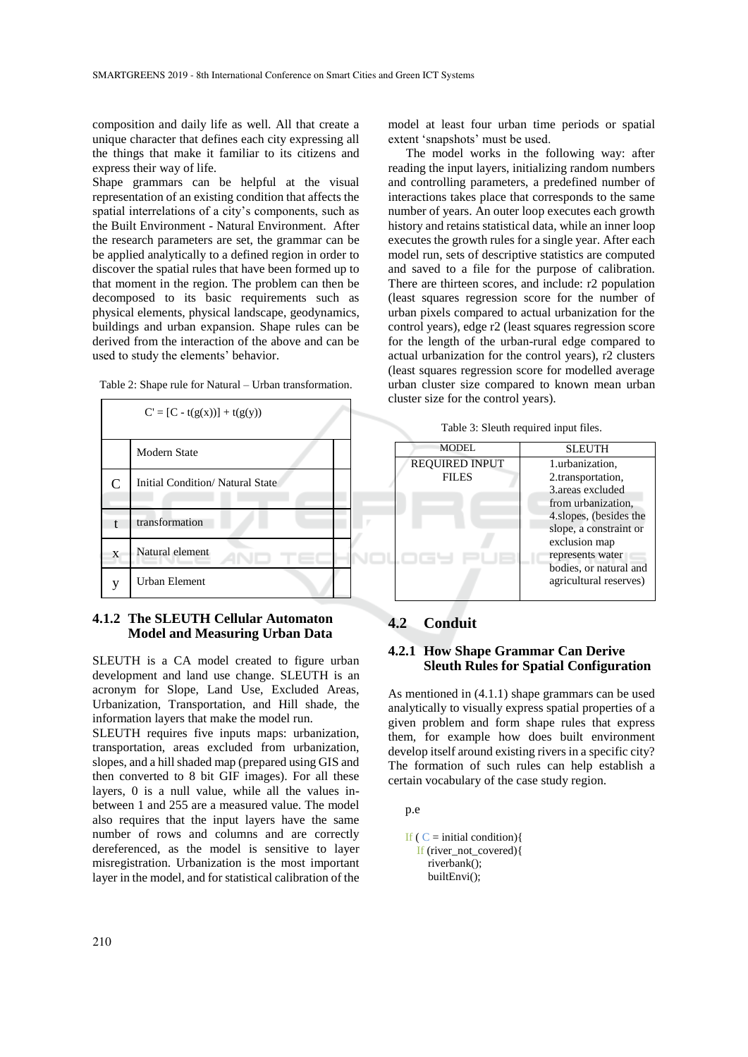composition and daily life as well. All that create a unique character that defines each city expressing all the things that make it familiar to its citizens and express their way of life.

Shape grammars can be helpful at the visual representation of an existing condition that affects the spatial interrelations of a city's components, such as the Built Environment - Natural Environment. After the research parameters are set, the grammar can be be applied analytically to a defined region in order to discover the spatial rules that have been formed up to that moment in the region. The problem can then be decomposed to its basic requirements such as physical elements, physical landscape, geodynamics, buildings and urban expansion. Shape rules can be derived from the interaction of the above and can be used to study the elements' behavior.

Table 2: Shape rule for Natural – Urban transformation.

| $C' = [C - t(g(x))] + t(g(y))$ | | |
|---|---|---|
| | Modern State | |
| C | Initial Condition/ Natural State | |
| t | transformation | |
| x | Natural element | |
| y | Urban Element | |

### 4.1.2 The SLEUTH Cellular Automaton Model and Measuring Urban Data

SLEUTH is a CA model created to figure urban development and land use change. SLEUTH is an acronym for Slope, Land Use, Excluded Areas, Urbanization, Transportation, and Hill shade, the information layers that make the model run.

SLEUTH requires five inputs maps: urbanization, transportation, areas excluded from urbanization, slopes, and a hill shaded map (prepared using GIS and then converted to 8 bit GIF images). For all these layers, 0 is a null value, while all the values in-between 1 and 255 are a measured value. The model also requires that the input layers have the same number of rows and columns and are correctly dereferenced, as the model is sensitive to layer misregistration. Urbanization is the most important layer in the model, and for statistical calibration of the model at least four urban time periods or spatial extent 'snapshots' must be used.

The model works in the following way: after reading the input layers, initializing random numbers and controlling parameters, a predefined number of interactions takes place that corresponds to the same number of years. An outer loop executes each growth history and retains statistical data, while an inner loop executes the growth rules for a single year. After each model run, sets of descriptive statistics are computed and saved to a file for the purpose of calibration. There are thirteen scores, and include: r2 population (least squares regression score for the number of urban pixels compared to actual urbanization for the control years), edge r2 (least squares regression score for the length of the urban-rural edge compared to actual urbanization for the control years), r2 clusters (least squares regression score for modelled average urban cluster size compared to known mean urban cluster size for the control years).

Table 3: Sleuth required input files.

| MODEL | SLEUTH |
|---|---|
| REQUIRED INPUT FILES | 1.urbanization, 2.transportation, 3.areas excluded from urbanization, 4.slopes, (besides the slope, a constraint or exclusion map represents water bodies, or natural and agricultural reserves) |

## 4.2 Conduit

### 4.2.1 How Shape Grammar Can Derive Sleuth Rules for Spatial Configuration

As mentioned in (4.1.1) shape grammars can be used analytically to visually express spatial properties of a given problem and form shape rules that express them, for example how does built environment develop itself around existing rivers in a specific city? The formation of such rules can help establish a certain vocabulary of the case study region.

p.e

```
If ( C = initial condition){
   If (river_not_covered){
      riverbank();
      builtEnvi();
```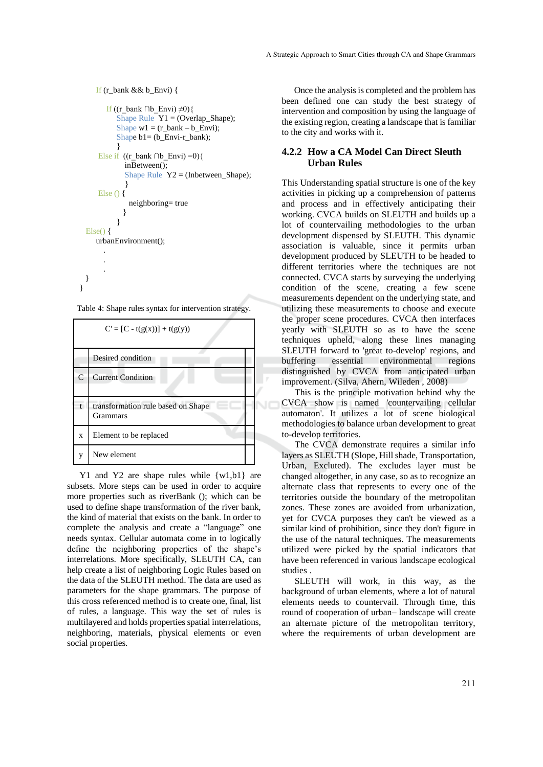```
If (r_bank && b_Envi) {

    If ((r_bank ∩b_Envi) ≠0){
        Shape Rule  Y1 = (Overlap_Shape);
        Shape w1 = (r_bank – b_Envi);
        Shape b1= (b_Envi-r_bank);
        }
    Else if  ((r_bank ∩b_Envi) =0){
            inBetween();
            Shape Rule  Y2 = (Inbetween_Shape);
            }
    Else () {
            neighboring= true
            }
        }
Else() {
    urbanEnvironment();
        .
        .
        .
    }
}
```

Table 4: Shape rules syntax for intervention strategy.

| $C' = [C - t(g(x))] + t(g(y))$ | |
|---|---|
| | Desired condition |
| C | Current Condition |
| t | transformation rule based on Shape Grammars |
| x | Element to be replaced |
| y | New element |

Y1 and Y2 are shape rules while {w1,b1} are subsets. More steps can be used in order to acquire more properties such as riverBank (); which can be used to define shape transformation of the river bank, the kind of material that exists on the bank. In order to complete the analysis and create a "language" one needs syntax. Cellular automata come in to logically define the neighboring properties of the shape's interrelations. More specifically, SLEUTH CA, can help create a list of neighboring Logic Rules based on the data of the SLEUTH method. The data are used as parameters for the shape grammars. The purpose of this cross referenced method is to create one, final, list of rules, a language. This way the set of rules is multilayered and holds properties spatial interrelations, neighboring, materials, physical elements or even social properties.

Once the analysis is completed and the problem has been defined one can study the best strategy of intervention and composition by using the language of the existing region, creating a landscape that is familiar to the city and works with it.

### 4.2.2 How a CA Model Can Direct Sleuth Urban Rules

This Understanding spatial structure is one of the key activities in picking up a comprehension of patterns and process and in effectively anticipating their working. CVCA builds on SLEUTH and builds up a lot of countervailing methodologies to the urban development dispensed by SLEUTH. This dynamic association is valuable, since it permits urban development produced by SLEUTH to be headed to different territories where the techniques are not connected. CVCA starts by surveying the underlying condition of the scene, creating a few scene measurements dependent on the underlying state, and utilizing these measurements to choose and execute the proper scene procedures. CVCA then interfaces yearly with SLEUTH so as to have the scene techniques upheld, along these lines managing SLEUTH forward to 'great to-develop' regions, and buffering essential environmental regions distinguished by CVCA from anticipated urban improvement. (Silva, Ahern, Wileden , 2008)

This is the principle motivation behind why the CVCA show is named 'countervailing cellular automaton'. It utilizes a lot of scene biological methodologies to balance urban development to great to-develop territories.

The CVCA demonstrate requires a similar info layers as SLEUTH (Slope, Hill shade, Transportation, Urban, Excluted). The excludes layer must be changed altogether, in any case, so as to recognize an alternate class that represents to every one of the territories outside the boundary of the metropolitan zones. These zones are avoided from urbanization, yet for CVCA purposes they can't be viewed as a similar kind of prohibition, since they don't figure in the use of the natural techniques. The measurements utilized were picked by the spatial indicators that have been referenced in various landscape ecological studies .

SLEUTH will work, in this way, as the background of urban elements, where a lot of natural elements needs to countervail. Through time, this round of cooperation of urban– landscape will create an alternate picture of the metropolitan territory, where the requirements of urban development are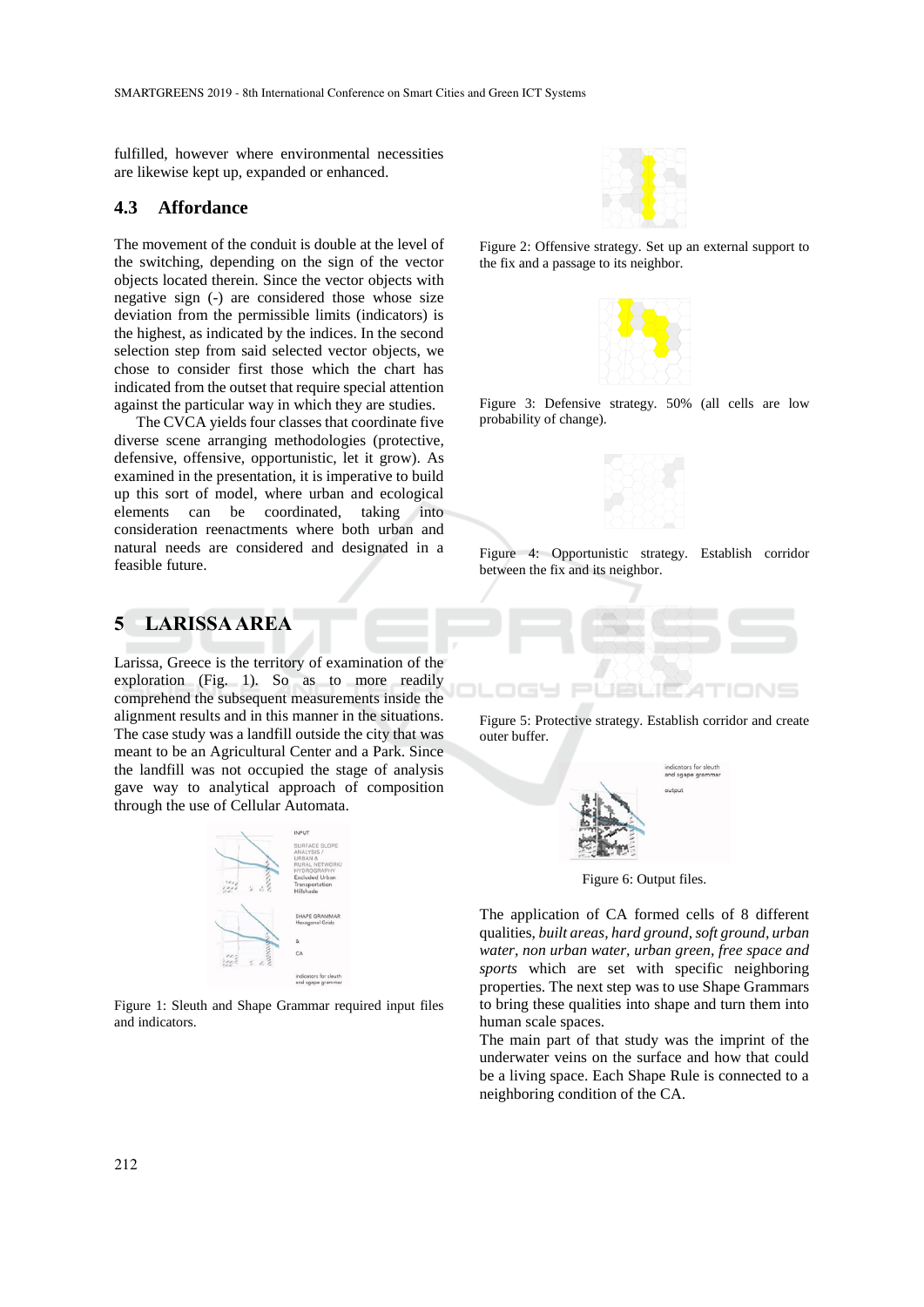fulfilled, however where environmental necessities are likewise kept up, expanded or enhanced.

### 4.3 Affordance

The movement of the conduit is double at the level of the switching, depending on the sign of the vector objects located therein. Since the vector objects with negative sign (-) are considered those whose size deviation from the permissible limits (indicators) is the highest, as indicated by the indices. In the second selection step from said selected vector objects, we chose to consider first those which the chart has indicated from the outset that require special attention against the particular way in which they are studies.

The CVCA yields four classes that coordinate five diverse scene arranging methodologies (protective, defensive, offensive, opportunistic, let it grow). As examined in the presentation, it is imperative to build up this sort of model, where urban and ecological elements can be coordinated, taking into consideration reenactments where both urban and natural needs are considered and designated in a feasible future.

## 5 LARISSA AREA

Larissa, Greece is the territory of examination of the exploration (Fig. 1). So as to more readily comprehend the subsequent measurements inside the alignment results and in this manner in the situations. The case study was a landfill outside the city that was meant to be an Agricultural Center and a Park. Since the landfill was not occupied the stage of analysis gave way to analytical approach of composition through the use of Cellular Automata.

Figure 1: Sleuth and Shape Grammar required input files and indicators.

Figure 2: Offensive strategy. Set up an external support to the fix and a passage to its neighbor.

Figure 3: Defensive strategy. 50% (all cells are low probability of change).

Figure 4: Opportunistic strategy. Establish corridor between the fix and its neighbor.

Figure 5: Protective strategy. Establish corridor and create outer buffer.

Figure 6: Output files.

The application of CA formed cells of 8 different qualities, *built areas, hard ground, soft ground, urban water, non urban water, urban green, free space and sports* which are set with specific neighboring properties. The next step was to use Shape Grammars to bring these qualities into shape and turn them into human scale spaces.

The main part of that study was the imprint of the underwater veins on the surface and how that could be a living space. Each Shape Rule is connected to a neighboring condition of the CA.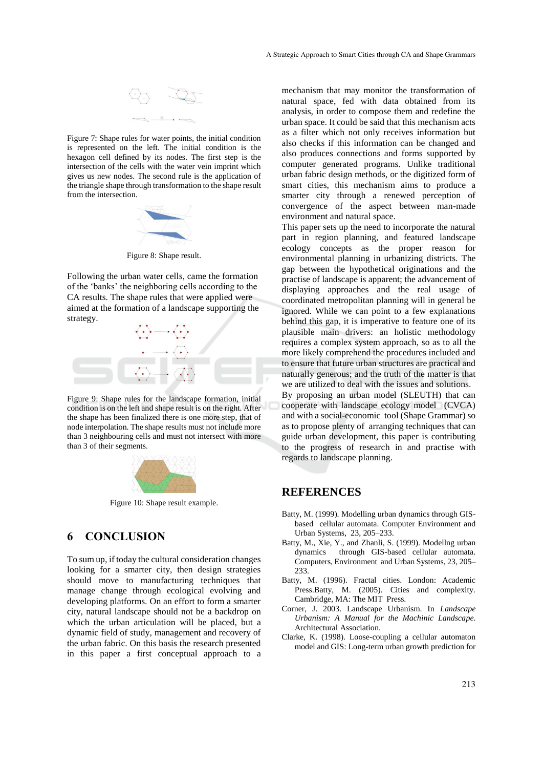Figure 7: Shape rules for water points, the initial condition is represented on the left. The initial condition is the hexagon cell defined by its nodes. The first step is the intersection of the cells with the water vein imprint which gives us new nodes. The second rule is the application of the triangle shape through transformation to the shape result from the intersection.

Figure 8: Shape result.

Following the urban water cells, came the formation of the 'banks' the neighboring cells according to the CA results. The shape rules that were applied were aimed at the formation of a landscape supporting the strategy.

Figure 9: Shape rules for the landscape formation, initial condition is on the left and shape result is on the right. After the shape has been finalized there is one more step, that of node interpolation. The shape results must not include more than 3 neighbouring cells and must not intersect with more than 3 of their segments.

Figure 10: Shape result example.

## 6 CONCLUSION

To sum up, if today the cultural consideration changes looking for a smarter city, then design strategies should move to manufacturing techniques that manage change through ecological evolving and developing platforms. On an effort to form a smarter city, natural landscape should not be a backdrop on which the urban articulation will be placed, but a dynamic field of study, management and recovery of the urban fabric. On this basis the research presented in this paper a first conceptual approach to a mechanism that may monitor the transformation of natural space, fed with data obtained from its analysis, in order to compose them and redefine the urban space. It could be said that this mechanism acts as a filter which not only receives information but also checks if this information can be changed and also produces connections and forms supported by computer generated programs. Unlike traditional urban fabric design methods, or the digitized form of smart cities, this mechanism aims to produce a smarter city through a renewed perception of convergence of the aspect between man-made environment and natural space.

This paper sets up the need to incorporate the natural part in region planning, and featured landscape ecology concepts as the proper reason for environmental planning in urbanizing districts. The gap between the hypothetical originations and the practise of landscape is apparent; the advancement of displaying approaches and the real usage of coordinated metropolitan planning will in general be ignored. While we can point to a few explanations behind this gap, it is imperative to feature one of its plausible main drivers: an holistic methodology requires a complex system approach, so as to all the more likely comprehend the procedures included and to ensure that future urban structures are practical and naturally generous; and the truth of the matter is that we are utilized to deal with the issues and solutions.

By proposing an urban model (SLEUTH) that can cooperate with landscape ecology model (CVCA) and with a social-economic tool (Shape Grammar) so as to propose plenty of arranging techniques that can guide urban development, this paper is contributing to the progress of research in and practise with regards to landscape planning.

## REFERENCES

Batty, M. (1999). Modelling urban dynamics through GIS-based cellular automata. Computer Environment and Urban Systems, 23, 205–233.

Batty, M., Xie, Y., and Zhanli, S. (1999). Modellng urban dynamics through GIS-based cellular automata. Computers, Environment and Urban Systems, 23, 205–233.

Batty, M. (1996). Fractal cities. London: Academic Press.Batty, M. (2005). Cities and complexity. Cambridge, MA: The MIT Press.

Corner, J. 2003. Landscape Urbanism. In *Landscape Urbanism: A Manual for the Machinic Landscape.* Architectural Association.

Clarke, K. (1998). Loose-coupling a cellular automaton model and GIS: Long-term urban growth prediction for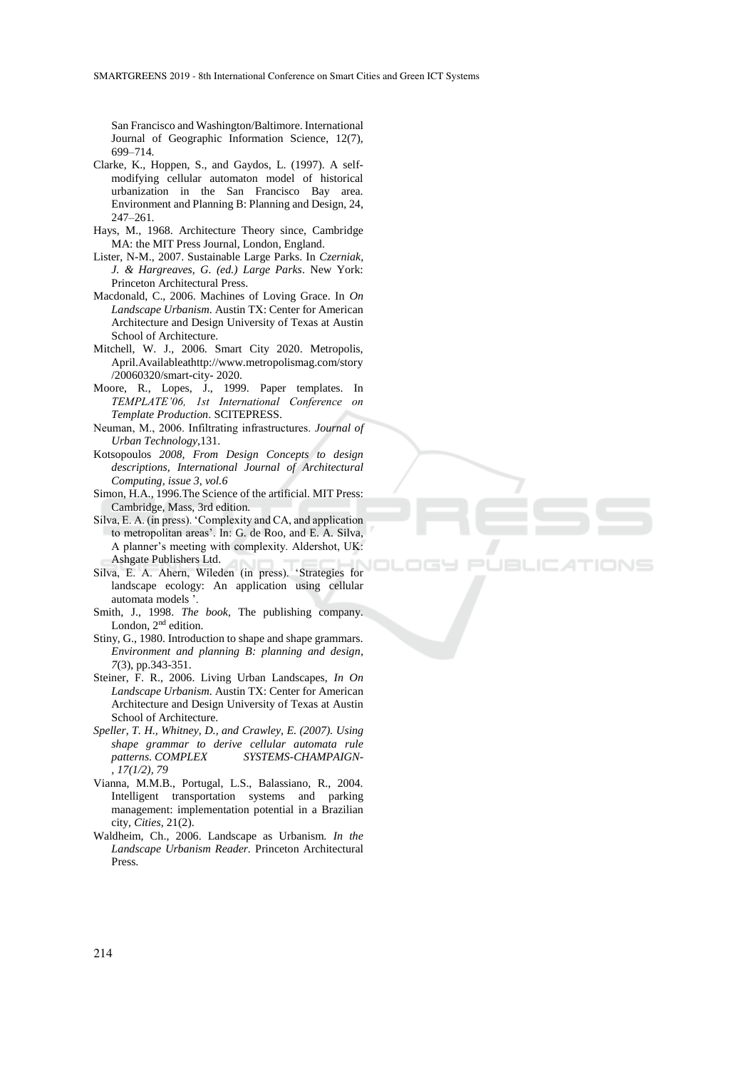San Francisco and Washington/Baltimore. International Journal of Geographic Information Science, 12(7), 699–714.

Clarke, K., Hoppen, S., and Gaydos, L. (1997). A self-modifying cellular automaton model of historical urbanization in the San Francisco Bay area. Environment and Planning B: Planning and Design, 24, 247–261.

Hays, M., 1968. Architecture Theory since, Cambridge MA: the MIT Press Journal, London, England.

Lister, N-M., 2007. Sustainable Large Parks. In *Czerniak, J. & Hargreaves, G. (ed.) Large Parks*. New York: Princeton Architectural Press.

Macdonald, C., 2006. Machines of Loving Grace. In *On Landscape Urbanism*. Austin TX: Center for American Architecture and Design University of Texas at Austin School of Architecture.

Mitchell, W. J., 2006. Smart City 2020. Metropolis, April.Availableathttp://www.metropolismag.com/story/20060320/smart-city- 2020.

Moore, R., Lopes, J., 1999. Paper templates. In *TEMPLATE'06, 1st International Conference on Template Production*. SCITEPRESS.

Neuman, M., 2006. Infiltrating infrastructures. *Journal of Urban Technology*,131.

Kotsopoulos *2008, From Design Concepts to design descriptions, International Journal of Architectural Computing, issue 3, vol.6*

Simon, H.A., 1996.The Science of the artificial. MIT Press: Cambridge, Mass, 3rd edition.

Silva, E. A. (in press). 'Complexity and CA, and application to metropolitan areas'. In: G. de Roo, and E. A. Silva, A planner's meeting with complexity. Aldershot, UK: Ashgate Publishers Ltd.

Silva, E. A. Ahern, Wileden (in press). 'Strategies for landscape ecology: An application using cellular automata models '.

Smith, J., 1998. *The book*, The publishing company. London, 2nd edition.

Stiny, G., 1980. Introduction to shape and shape grammars. *Environment and planning B: planning and design*, *7*(3), pp.343-351.

Steiner, F. R., 2006. Living Urban Landscapes, *In On Landscape Urbanism*. Austin TX: Center for American Architecture and Design University of Texas at Austin School of Architecture.

*Speller, T. H., Whitney, D., and Crawley, E. (2007). Using shape grammar to derive cellular automata rule patterns. COMPLEX SYSTEMS-CHAMPAIGN-, 17(1/2), 79*

Vianna, M.M.B., Portugal, L.S., Balassiano, R., 2004. Intelligent transportation systems and parking management: implementation potential in a Brazilian city, *Cities*, 21(2).

Waldheim, Ch., 2006. Landscape as Urbanism. *In the Landscape Urbanism Reader.* Princeton Architectural Press.